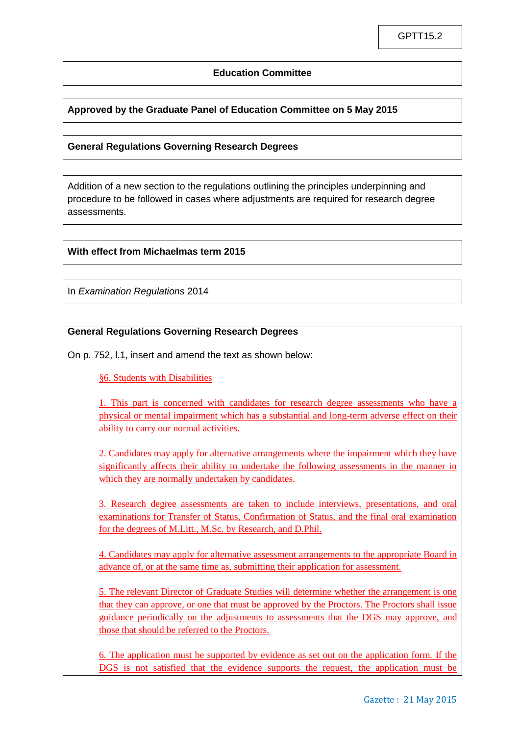GPTT15.2

**Education Committee**

**Approved by the Graduate Panel of Education Committee on 5 May 2015**

**General Regulations Governing Research Degrees**

Addition of a new section to the regulations outlining the principles underpinning and procedure to be followed in cases where adjustments are required for research degree assessments.

**With effect from Michaelmas term 2015**

In *Examination Regulations* 2014

**General Regulations Governing Research Degrees**

On p. 752, l.1, insert and amend the text as shown below:

§6. Students with Disabilities

1. This part is concerned with candidates for research degree assessments who have a physical or mental impairment which has a substantial and long-term adverse effect on their ability to carry our normal activities.

2. Candidates may apply for alternative arrangements where the impairment which they have significantly affects their ability to undertake the following assessments in the manner in which they are normally undertaken by candidates.

3. Research degree assessments are taken to include interviews, presentations, and oral examinations for Transfer of Status, Confirmation of Status, and the final oral examination for the degrees of M.Litt., M.Sc. by Research, and D.Phil.

4. Candidates may apply for alternative assessment arrangements to the appropriate Board in advance of, or at the same time as, submitting their application for assessment.

5. The relevant Director of Graduate Studies will determine whether the arrangement is one that they can approve, or one that must be approved by the Proctors. The Proctors shall issue guidance periodically on the adjustments to assessments that the DGS may approve, and those that should be referred to the Proctors.

6. The application must be supported by evidence as set out on the application form. If the DGS is not satisfied that the evidence supports the request, the application must be

Gazette : 21 May 2015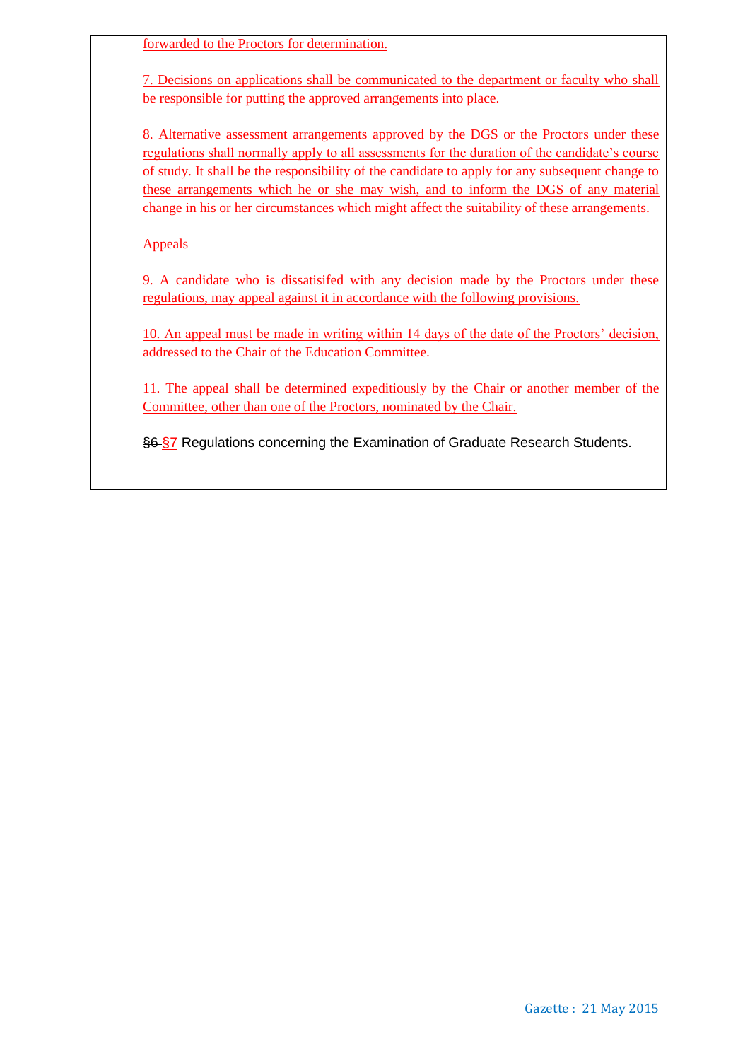forwarded to the Proctors for determination.

7. Decisions on applications shall be communicated to the department or faculty who shall be responsible for putting the approved arrangements into place.

8. Alternative assessment arrangements approved by the DGS or the Proctors under these regulations shall normally apply to all assessments for the duration of the candidate's course of study. It shall be the responsibility of the candidate to apply for any subsequent change to these arrangements which he or she may wish, and to inform the DGS of any material change in his or her circumstances which might affect the suitability of these arrangements.

Appeals

9. A candidate who is dissatisifed with any decision made by the Proctors under these regulations, may appeal against it in accordance with the following provisions.

10. An appeal must be made in writing within 14 days of the date of the Proctors' decision, addressed to the Chair of the Education Committee.

11. The appeal shall be determined expeditiously by the Chair or another member of the Committee, other than one of the Proctors, nominated by the Chair.

~~§6~~ §7 Regulations concerning the Examination of Graduate Research Students.